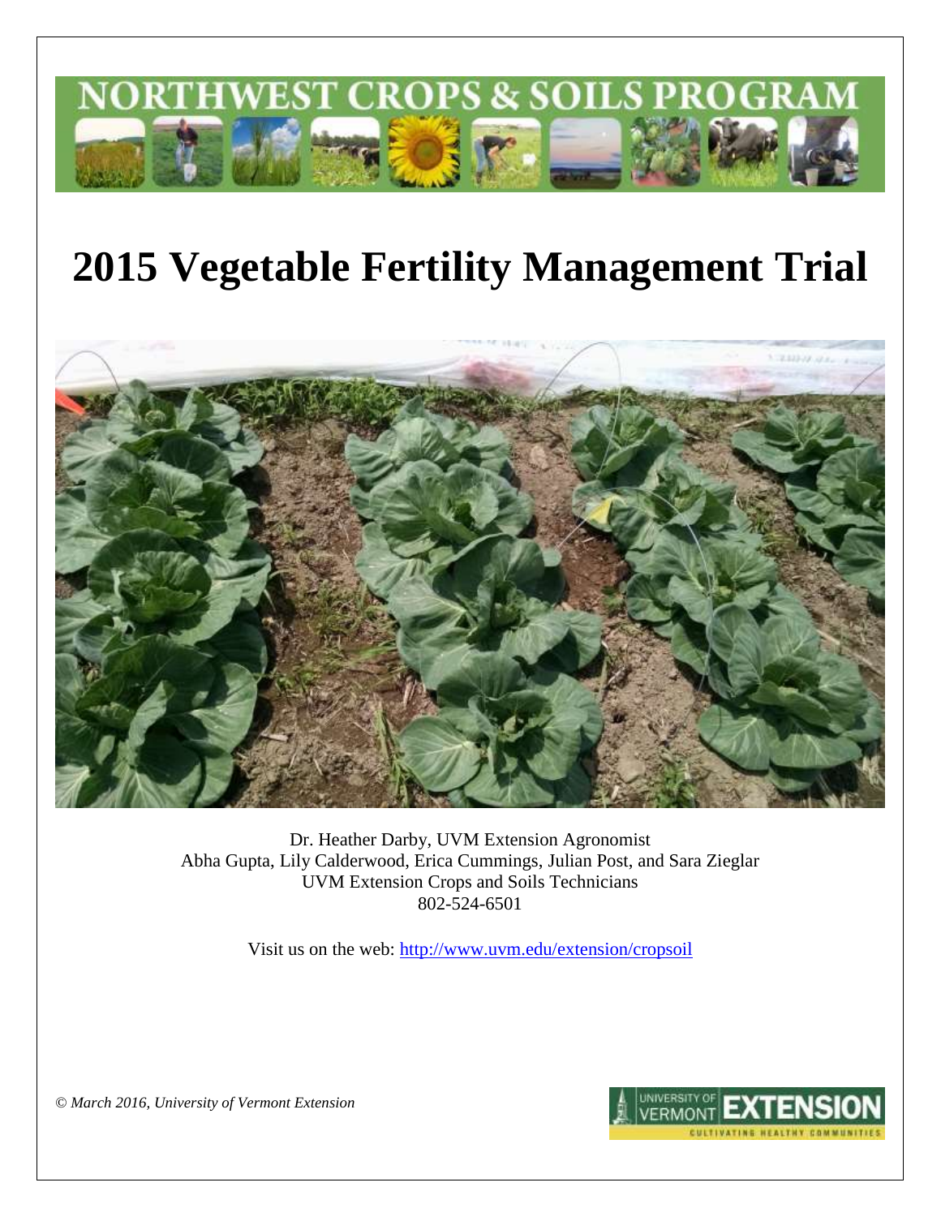NORTHWEST CROPS & SOILS PROGRAM

# 2015 Vegetable Fertility Management Trial

Dr. Heather Darby, UVM Extension Agronomist
Abha Gupta, Lily Calderwood, Erica Cummings, Julian Post, and Sara Zieglar
UVM Extension Crops and Soils Technicians
802-524-6501

Visit us on the web: http://www.uvm.edu/extension/cropsoil

*© March 2016, University of Vermont Extension*

UNIVERSITY OF VERMONT EXTENSION
CULTIVATING HEALTHY COMMUNITIES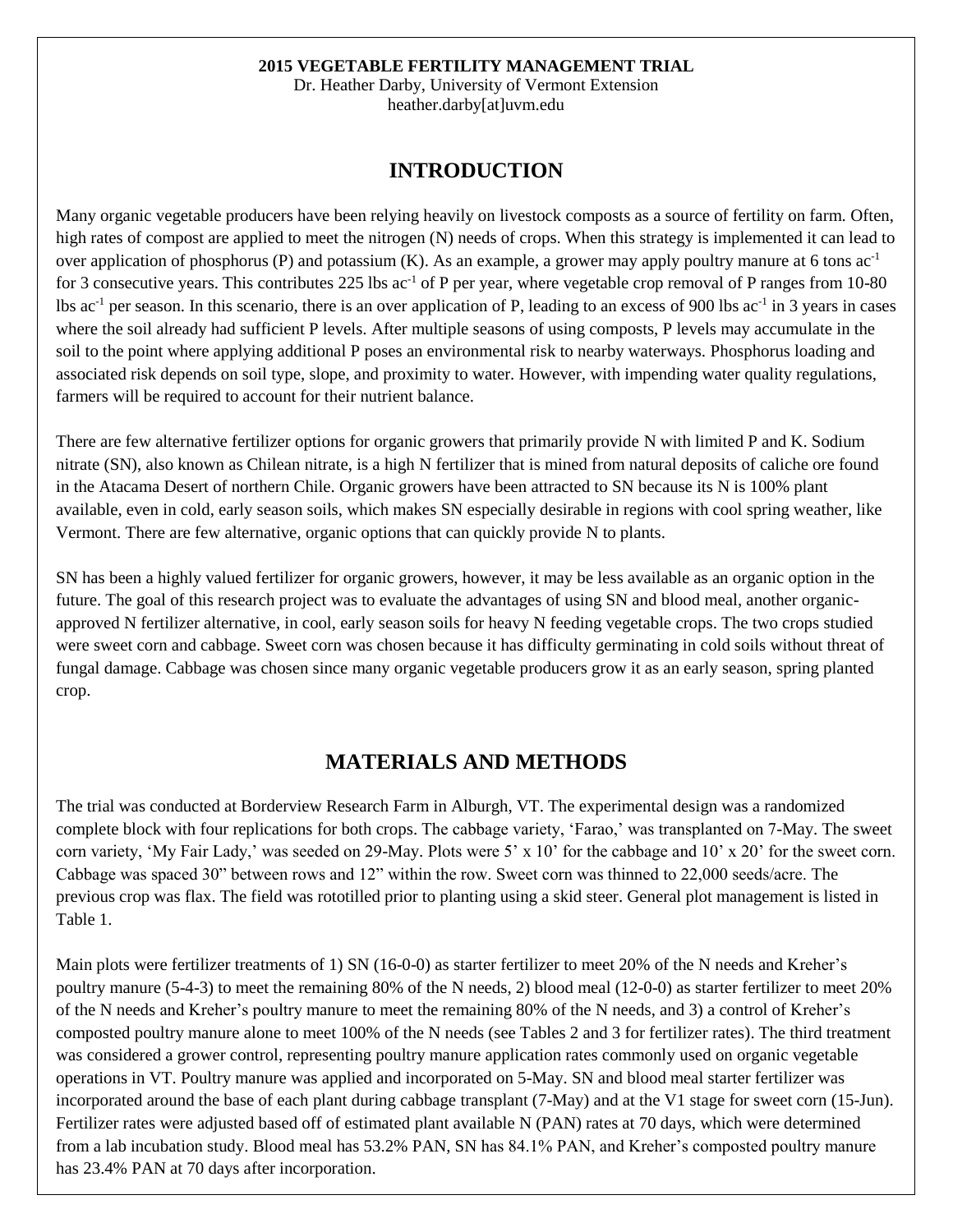**2015 VEGETABLE FERTILITY MANAGEMENT TRIAL**

Dr. Heather Darby, University of Vermont Extension

heather.darby[at]uvm.edu

# INTRODUCTION

Many organic vegetable producers have been relying heavily on livestock composts as a source of fertility on farm. Often, high rates of compost are applied to meet the nitrogen (N) needs of crops. When this strategy is implemented it can lead to over application of phosphorus (P) and potassium (K). As an example, a grower may apply poultry manure at 6 tons $ac^{-1}$ for 3 consecutive years. This contributes 225 lbs $ac^{-1}$ of P per year, where vegetable crop removal of P ranges from 10-80 lbs $ac^{-1}$ per season. In this scenario, there is an over application of P, leading to an excess of 900 lbs $ac^{-1}$ in 3 years in cases where the soil already had sufficient P levels. After multiple seasons of using composts, P levels may accumulate in the soil to the point where applying additional P poses an environmental risk to nearby waterways. Phosphorus loading and associated risk depends on soil type, slope, and proximity to water. However, with impending water quality regulations, farmers will be required to account for their nutrient balance.

There are few alternative fertilizer options for organic growers that primarily provide N with limited P and K. Sodium nitrate (SN), also known as Chilean nitrate, is a high N fertilizer that is mined from natural deposits of caliche ore found in the Atacama Desert of northern Chile. Organic growers have been attracted to SN because its N is 100% plant available, even in cold, early season soils, which makes SN especially desirable in regions with cool spring weather, like Vermont. There are few alternative, organic options that can quickly provide N to plants.

SN has been a highly valued fertilizer for organic growers, however, it may be less available as an organic option in the future. The goal of this research project was to evaluate the advantages of using SN and blood meal, another organic-approved N fertilizer alternative, in cool, early season soils for heavy N feeding vegetable crops. The two crops studied were sweet corn and cabbage. Sweet corn was chosen because it has difficulty germinating in cold soils without threat of fungal damage. Cabbage was chosen since many organic vegetable producers grow it as an early season, spring planted crop.

# MATERIALS AND METHODS

The trial was conducted at Borderview Research Farm in Alburgh, VT. The experimental design was a randomized complete block with four replications for both crops. The cabbage variety, 'Farao,' was transplanted on 7-May. The sweet corn variety, 'My Fair Lady,' was seeded on 29-May. Plots were 5' x 10' for the cabbage and 10' x 20' for the sweet corn. Cabbage was spaced 30" between rows and 12" within the row. Sweet corn was thinned to 22,000 seeds/acre. The previous crop was flax. The field was rototilled prior to planting using a skid steer. General plot management is listed in Table 1.

Main plots were fertilizer treatments of 1) SN (16-0-0) as starter fertilizer to meet 20% of the N needs and Kreher's poultry manure (5-4-3) to meet the remaining 80% of the N needs, 2) blood meal (12-0-0) as starter fertilizer to meet 20% of the N needs and Kreher's poultry manure to meet the remaining 80% of the N needs, and 3) a control of Kreher's composted poultry manure alone to meet 100% of the N needs (see Tables 2 and 3 for fertilizer rates). The third treatment was considered a grower control, representing poultry manure application rates commonly used on organic vegetable operations in VT. Poultry manure was applied and incorporated on 5-May. SN and blood meal starter fertilizer was incorporated around the base of each plant during cabbage transplant (7-May) and at the V1 stage for sweet corn (15-Jun). Fertilizer rates were adjusted based off of estimated plant available N (PAN) rates at 70 days, which were determined from a lab incubation study. Blood meal has 53.2% PAN, SN has 84.1% PAN, and Kreher's composted poultry manure has 23.4% PAN at 70 days after incorporation.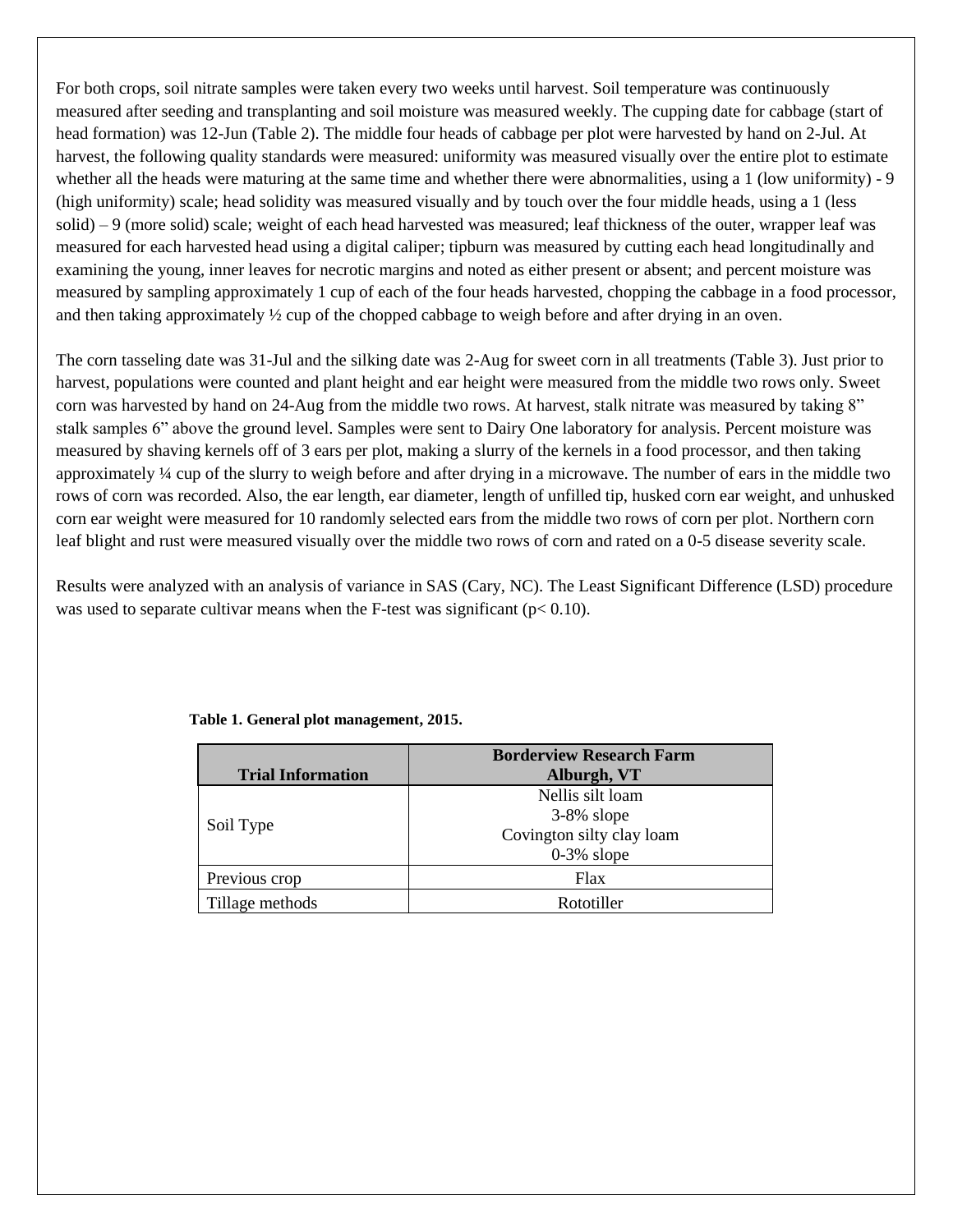For both crops, soil nitrate samples were taken every two weeks until harvest. Soil temperature was continuously measured after seeding and transplanting and soil moisture was measured weekly. The cupping date for cabbage (start of head formation) was 12-Jun (Table 2). The middle four heads of cabbage per plot were harvested by hand on 2-Jul. At harvest, the following quality standards were measured: uniformity was measured visually over the entire plot to estimate whether all the heads were maturing at the same time and whether there were abnormalities, using a 1 (low uniformity) - 9 (high uniformity) scale; head solidity was measured visually and by touch over the four middle heads, using a 1 (less solid) – 9 (more solid) scale; weight of each head harvested was measured; leaf thickness of the outer, wrapper leaf was measured for each harvested head using a digital caliper; tipburn was measured by cutting each head longitudinally and examining the young, inner leaves for necrotic margins and noted as either present or absent; and percent moisture was measured by sampling approximately 1 cup of each of the four heads harvested, chopping the cabbage in a food processor, and then taking approximately ½ cup of the chopped cabbage to weigh before and after drying in an oven.

The corn tasseling date was 31-Jul and the silking date was 2-Aug for sweet corn in all treatments (Table 3). Just prior to harvest, populations were counted and plant height and ear height were measured from the middle two rows only. Sweet corn was harvested by hand on 24-Aug from the middle two rows. At harvest, stalk nitrate was measured by taking 8" stalk samples 6" above the ground level. Samples were sent to Dairy One laboratory for analysis. Percent moisture was measured by shaving kernels off of 3 ears per plot, making a slurry of the kernels in a food processor, and then taking approximately ¼ cup of the slurry to weigh before and after drying in a microwave. The number of ears in the middle two rows of corn was recorded. Also, the ear length, ear diameter, length of unfilled tip, husked corn ear weight, and unhusked corn ear weight were measured for 10 randomly selected ears from the middle two rows of corn per plot. Northern corn leaf blight and rust were measured visually over the middle two rows of corn and rated on a 0-5 disease severity scale.

Results were analyzed with an analysis of variance in SAS (Cary, NC). The Least Significant Difference (LSD) procedure was used to separate cultivar means when the F-test was significant ($p < 0.10$).

**Table 1. General plot management, 2015.**

| Trial Information | Borderview Research Farm Alburgh, VT |
|---|---|
| Soil Type | Nellis silt loam<br>3-8% slope<br>Covington silty clay loam<br>0-3% slope |
| Previous crop | Flax |
| Tillage methods | Rototiller |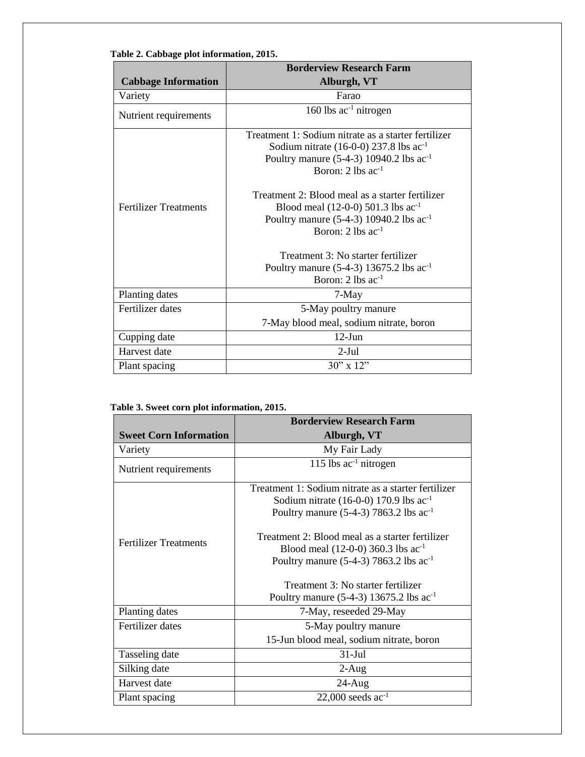**Table 2. Cabbage plot information, 2015.**

| Cabbage Information | Borderview Research Farm Alburgh, VT |
|---|---|
| Variety | Farao |
| Nutrient requirements | 160 lbs ac$^{-1}$ nitrogen |
| Fertilizer Treatments | Treatment 1: Sodium nitrate as a starter fertilizer<br>Sodium nitrate (16-0-0) 237.8 lbs ac$^{-1}$<br>Poultry manure (5-4-3) 10940.2 lbs ac$^{-1}$<br>Boron: 2 lbs ac$^{-1}$<br><br>Treatment 2: Blood meal as a starter fertilizer<br>Blood meal (12-0-0) 501.3 lbs ac$^{-1}$<br>Poultry manure (5-4-3) 10940.2 lbs ac$^{-1}$<br>Boron: 2 lbs ac$^{-1}$<br><br>Treatment 3: No starter fertilizer<br>Poultry manure (5-4-3) 13675.2 lbs ac$^{-1}$<br>Boron: 2 lbs ac$^{-1}$ |
| Planting dates | 7-May |
| Fertilizer dates | 5-May poultry manure<br>7-May blood meal, sodium nitrate, boron |
| Cupping date | 12-Jun |
| Harvest date | 2-Jul |
| Plant spacing | 30" x 12" |

**Table 3. Sweet corn plot information, 2015.**

| Sweet Corn Information | Borderview Research Farm Alburgh, VT |
|---|---|
| Variety | My Fair Lady |
| Nutrient requirements | 115 lbs ac$^{-1}$ nitrogen |
| Fertilizer Treatments | Treatment 1: Sodium nitrate as a starter fertilizer<br>Sodium nitrate (16-0-0) 170.9 lbs ac$^{-1}$<br>Poultry manure (5-4-3) 7863.2 lbs ac$^{-1}$<br><br>Treatment 2: Blood meal as a starter fertilizer<br>Blood meal (12-0-0) 360.3 lbs ac$^{-1}$<br>Poultry manure (5-4-3) 7863.2 lbs ac$^{-1}$<br><br>Treatment 3: No starter fertilizer<br>Poultry manure (5-4-3) 13675.2 lbs ac$^{-1}$ |
| Planting dates | 7-May, reseeded 29-May |
| Fertilizer dates | 5-May poultry manure<br>15-Jun blood meal, sodium nitrate, boron |
| Tasseling date | 31-Jul |
| Silking date | 2-Aug |
| Harvest date | 24-Aug |
| Plant spacing | 22,000 seeds ac$^{-1}$ |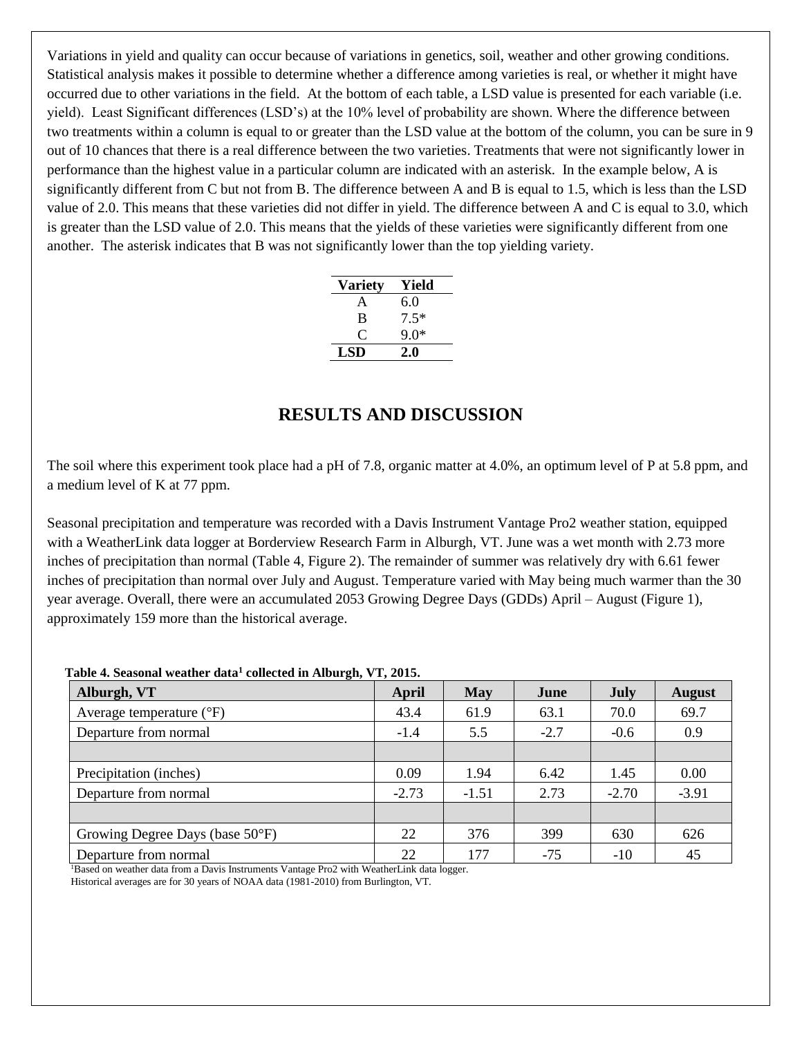Variations in yield and quality can occur because of variations in genetics, soil, weather and other growing conditions. Statistical analysis makes it possible to determine whether a difference among varieties is real, or whether it might have occurred due to other variations in the field. At the bottom of each table, a LSD value is presented for each variable (i.e. yield). Least Significant differences (LSD's) at the 10% level of probability are shown. Where the difference between two treatments within a column is equal to or greater than the LSD value at the bottom of the column, you can be sure in 9 out of 10 chances that there is a real difference between the two varieties. Treatments that were not significantly lower in performance than the highest value in a particular column are indicated with an asterisk. In the example below, A is significantly different from C but not from B. The difference between A and B is equal to 1.5, which is less than the LSD value of 2.0. This means that these varieties did not differ in yield. The difference between A and C is equal to 3.0, which is greater than the LSD value of 2.0. This means that the yields of these varieties were significantly different from one another. The asterisk indicates that B was not significantly lower than the top yielding variety.

| Variety | Yield |
|---|---|
| A | 6.0 |
| B | 7.5* |
| C | 9.0* |
| **LSD** | **2.0** |

## RESULTS AND DISCUSSION

The soil where this experiment took place had a pH of 7.8, organic matter at 4.0%, an optimum level of P at 5.8 ppm, and a medium level of K at 77 ppm.

Seasonal precipitation and temperature was recorded with a Davis Instrument Vantage Pro2 weather station, equipped with a WeatherLink data logger at Borderview Research Farm in Alburgh, VT. June was a wet month with 2.73 more inches of precipitation than normal (Table 4, Figure 2). The remainder of summer was relatively dry with 6.61 fewer inches of precipitation than normal over July and August. Temperature varied with May being much warmer than the 30 year average. Overall, there were an accumulated 2053 Growing Degree Days (GDDs) April – August (Figure 1), approximately 159 more than the historical average.

**Table 4. Seasonal weather data[1] collected in Alburgh, VT, 2015.**

| Alburgh, VT | April | May | June | July | August |
|---|---|---|---|---|---|
| Average temperature (°F) | 43.4 | 61.9 | 63.1 | 70.0 | 69.7 |
| Departure from normal | -1.4 | 5.5 | -2.7 | -0.6 | 0.9 |
| | | | | | |
| Precipitation (inches) | 0.09 | 1.94 | 6.42 | 1.45 | 0.00 |
| Departure from normal | -2.73 | -1.51 | 2.73 | -2.70 | -3.91 |
| | | | | | |
| Growing Degree Days (base 50°F) | 22 | 376 | 399 | 630 | 626 |
| Departure from normal | 22 | 177 | -75 | -10 | 45 |

[1]Based on weather data from a Davis Instruments Vantage Pro2 with WeatherLink data logger.
Historical averages are for 30 years of NOAA data (1981-2010) from Burlington, VT.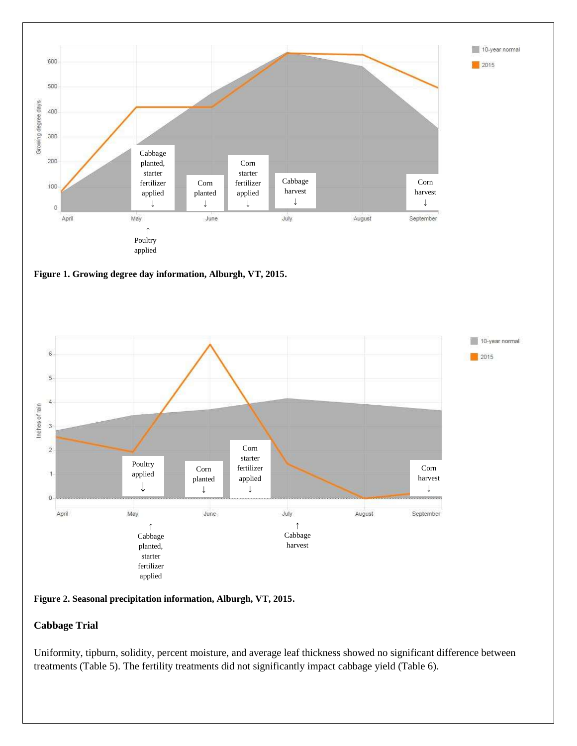**Figure 1. Growing degree day information, Alburgh, VT, 2015.**

**Figure 2. Seasonal precipitation information, Alburgh, VT, 2015.**

## Cabbage Trial

Uniformity, tipburn, solidity, percent moisture, and average leaf thickness showed no significant difference between treatments (Table 5). The fertility treatments did not significantly impact cabbage yield (Table 6).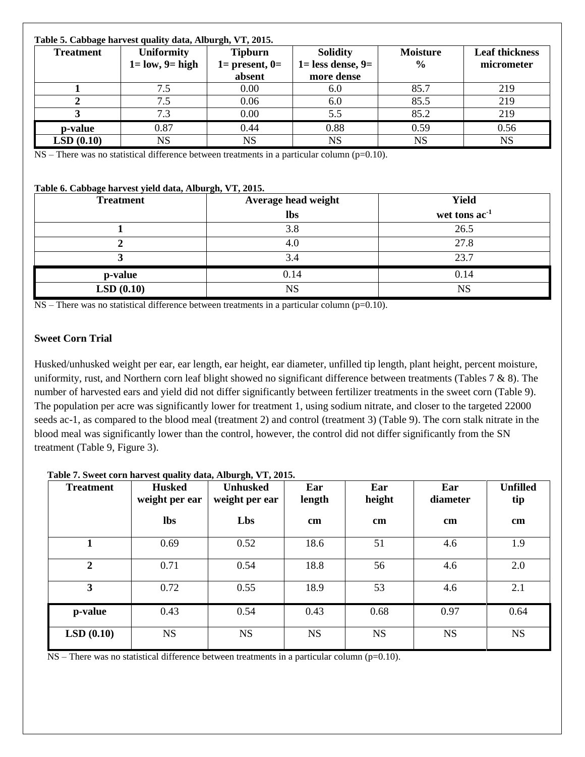**Table 5. Cabbage harvest quality data, Alburgh, VT, 2015.**

| Treatment | Uniformity 1= low, 9= high | Tipburn 1= present, 0= absent | Solidity 1= less dense, 9= more dense | Moisture % | Leaf thickness micrometer |
|---|---|---|---|---|---|
| 1 | 7.5 | 0.00 | 6.0 | 85.7 | 219 |
| 2 | 7.5 | 0.06 | 6.0 | 85.5 | 219 |
| 3 | 7.3 | 0.00 | 5.5 | 85.2 | 219 |
| p-value | 0.87 | 0.44 | 0.88 | 0.59 | 0.56 |
| LSD (0.10) | NS | NS | NS | NS | NS |

NS – There was no statistical difference between treatments in a particular column (p=0.10).

**Table 6. Cabbage harvest yield data, Alburgh, VT, 2015.**

| Treatment | Average head weight lbs | Yield wet tons $ac^{-1}$ |
|---|---|---|
| 1 | 3.8 | 26.5 |
| 2 | 4.0 | 27.8 |
| 3 | 3.4 | 23.7 |
| p-value | 0.14 | 0.14 |
| LSD (0.10) | NS | NS |

NS – There was no statistical difference between treatments in a particular column (p=0.10).

**Sweet Corn Trial**

Husked/unhusked weight per ear, ear length, ear height, ear diameter, unfilled tip length, plant height, percent moisture, uniformity, rust, and Northern corn leaf blight showed no significant difference between treatments (Tables 7 & 8). The number of harvested ears and yield did not differ significantly between fertilizer treatments in the sweet corn (Table 9). The population per acre was significantly lower for treatment 1, using sodium nitrate, and closer to the targeted 22000 seeds ac-1, as compared to the blood meal (treatment 2) and control (treatment 3) (Table 9). The corn stalk nitrate in the blood meal was significantly lower than the control, however, the control did not differ significantly from the SN treatment (Table 9, Figure 3).

**Table 7. Sweet corn harvest quality data, Alburgh, VT, 2015.**

| Treatment | Husked weight per ear lbs | Unhusked weight per ear Lbs | Ear length cm | Ear height cm | Ear diameter cm | Unfilled tip cm |
|---|---|---|---|---|---|---|
| 1 | 0.69 | 0.52 | 18.6 | 51 | 4.6 | 1.9 |
| 2 | 0.71 | 0.54 | 18.8 | 56 | 4.6 | 2.0 |
| 3 | 0.72 | 0.55 | 18.9 | 53 | 4.6 | 2.1 |
| p-value | 0.43 | 0.54 | 0.43 | 0.68 | 0.97 | 0.64 |
| LSD (0.10) | NS | NS | NS | NS | NS | NS |

NS – There was no statistical difference between treatments in a particular column (p=0.10).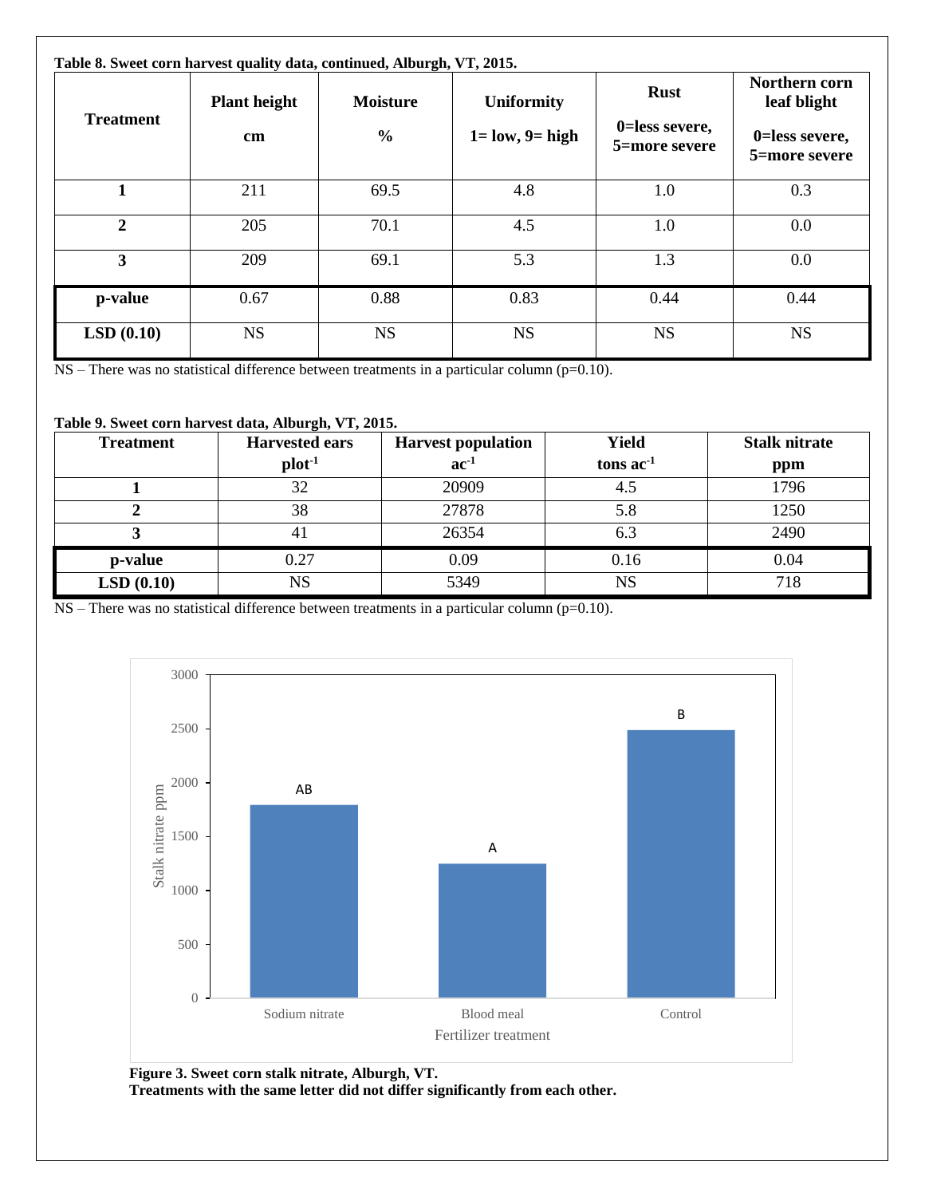**Table 8. Sweet corn harvest quality data, continued, Alburgh, VT, 2015.**

| Treatment | Plant height | Moisture | Uniformity | Rust | Northern corn leaf blight |
|---|---|---|---|---|---|
| | cm | % | 1= low, 9= high | 0=less severe, 5=more severe | 0=less severe, 5=more severe |
| **1** | 211 | 69.5 | 4.8 | 1.0 | 0.3 |
| **2** | 205 | 70.1 | 4.5 | 1.0 | 0.0 |
| **3** | 209 | 69.1 | 5.3 | 1.3 | 0.0 |
| **p-value** | 0.67 | 0.88 | 0.83 | 0.44 | 0.44 |
| **LSD (0.10)** | NS | NS | NS | NS | NS |

NS – There was no statistical difference between treatments in a particular column (p=0.10).

**Table 9. Sweet corn harvest data, Alburgh, VT, 2015.**

| Treatment | Harvested ears | Harvest population | Yield | Stalk nitrate |
|---|---|---|---|---|
| | plot$^{-1}$ | ac$^{-1}$ | tons ac$^{-1}$ | ppm |
| **1** | 32 | 20909 | 4.5 | 1796 |
| **2** | 38 | 27878 | 5.8 | 1250 |
| **3** | 41 | 26354 | 6.3 | 2490 |
| **p-value** | 0.27 | 0.09 | 0.16 | 0.04 |
| **LSD (0.10)** | NS | 5349 | NS | 718 |

NS – There was no statistical difference between treatments in a particular column (p=0.10).

**Figure 3. Sweet corn stalk nitrate, Alburgh, VT.**
**Treatments with the same letter did not differ significantly from each other.**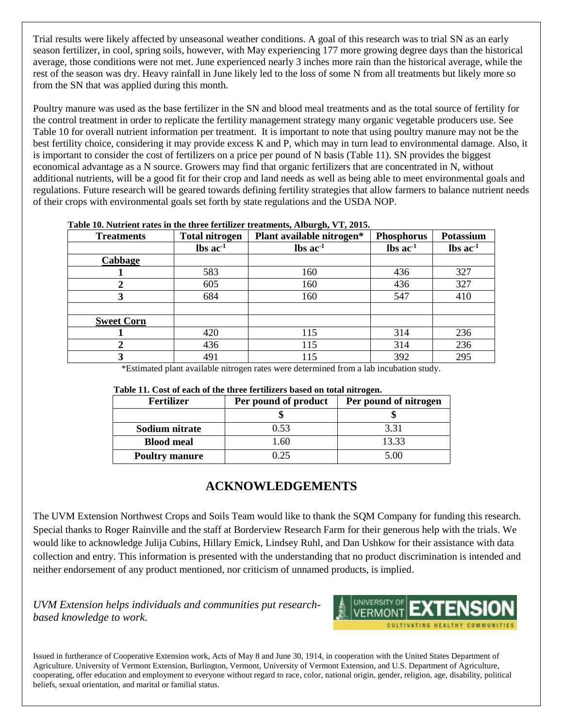Trial results were likely affected by unseasonal weather conditions. A goal of this research was to trial SN as an early season fertilizer, in cool, spring soils, however, with May experiencing 177 more growing degree days than the historical average, those conditions were not met. June experienced nearly 3 inches more rain than the historical average, while the rest of the season was dry. Heavy rainfall in June likely led to the loss of some N from all treatments but likely more so from the SN that was applied during this month.

Poultry manure was used as the base fertilizer in the SN and blood meal treatments and as the total source of fertility for the control treatment in order to replicate the fertility management strategy many organic vegetable producers use. See Table 10 for overall nutrient information per treatment. It is important to note that using poultry manure may not be the best fertility choice, considering it may provide excess K and P, which may in turn lead to environmental damage. Also, it is important to consider the cost of fertilizers on a price per pound of N basis (Table 11). SN provides the biggest economical advantage as a N source. Growers may find that organic fertilizers that are concentrated in N, without additional nutrients, will be a good fit for their crop and land needs as well as being able to meet environmental goals and regulations. Future research will be geared towards defining fertility strategies that allow farmers to balance nutrient needs of their crops with environmental goals set forth by state regulations and the USDA NOP.

**Table 10. Nutrient rates in the three fertilizer treatments, Alburgh, VT, 2015.**

| Treatments | Total nitrogen | Plant available nitrogen* | Phosphorus | Potassium |
|---|---|---|---|---|
| | lbs $ac^{-1}$ | lbs $ac^{-1}$ | lbs $ac^{-1}$ | lbs $ac^{-1}$ |
| **Cabbage** | | | | |
| **1** | 583 | 160 | 436 | 327 |
| **2** | 605 | 160 | 436 | 327 |
| **3** | 684 | 160 | 547 | 410 |
| | | | | |
| **Sweet Corn** | | | | |
| **1** | 420 | 115 | 314 | 236 |
| **2** | 436 | 115 | 314 | 236 |
| **3** | 491 | 115 | 392 | 295 |

*Estimated plant available nitrogen rates were determined from a lab incubation study.

**Table 11. Cost of each of the three fertilizers based on total nitrogen.**

| Fertilizer | Per pound of product | Per pound of nitrogen |
|---|---|---|
| | $ | $ |
| **Sodium nitrate** | 0.53 | 3.31 |
| **Blood meal** | 1.60 | 13.33 |
| **Poultry manure** | 0.25 | 5.00 |

## ACKNOWLEDGEMENTS

The UVM Extension Northwest Crops and Soils Team would like to thank the SQM Company for funding this research. Special thanks to Roger Rainville and the staff at Borderview Research Farm for their generous help with the trials. We would like to acknowledge Julija Cubins, Hillary Emick, Lindsey Ruhl, and Dan Ushkow for their assistance with data collection and entry. This information is presented with the understanding that no product discrimination is intended and neither endorsement of any product mentioned, nor criticism of unnamed products, is implied.

*UVM Extension helps individuals and communities put research-based knowledge to work.*

UNIVERSITY OF VERMONT EXTENSION
CULTIVATING HEALTHY COMMUNITIES

Issued in furtherance of Cooperative Extension work, Acts of May 8 and June 30, 1914, in cooperation with the United States Department of Agriculture. University of Vermont Extension, Burlington, Vermont, University of Vermont Extension, and U.S. Department of Agriculture, cooperating, offer education and employment to everyone without regard to race, color, national origin, gender, religion, age, disability, political beliefs, sexual orientation, and marital or familial status.